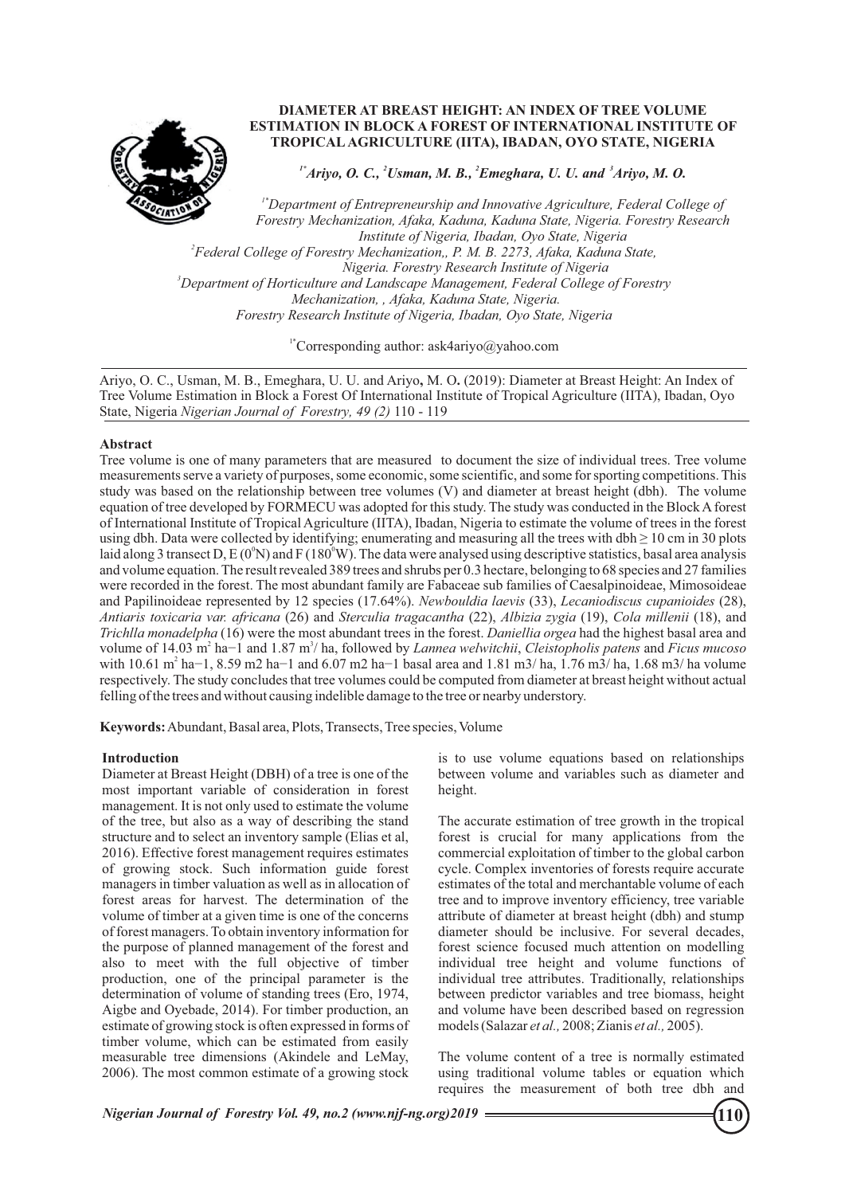# DIAMETER AT BREAST HEIGHT: AN INDEX OF TREE VOLUME ESTIMATION IN BLOCK A FOREST OF INTERNATIONAL INSTITUTE OF TROPICAL AGRICULTURE (IITA), IBADAN, OYO STATE, NIGERIA

*[1*]Ariyo, O. C., [2]Usman, M. B., [2]Emeghara, U. U. and [3]Ariyo, M. O.*

[1*]*Department of Entrepreneurship and Innovative Agriculture, Federal College of Forestry Mechanization, Afaka, Kaduna, Kaduna State, Nigeria. Forestry Research Institute of Nigeria, Ibadan, Oyo State, Nigeria*

[2]*Federal College of Forestry Mechanization,, P. M. B. 2273, Afaka, Kaduna State, Nigeria. Forestry Research Institute of Nigeria*

[3]*Department of Horticulture and Landscape Management, Federal College of Forestry Mechanization, , Afaka, Kaduna State, Nigeria. Forestry Research Institute of Nigeria, Ibadan, Oyo State, Nigeria*

[1*]Corresponding author: ask4ariyo@yahoo.com

Ariyo, O. C., Usman, M. B., Emeghara, U. U. and Ariyo**,** M. O**.** (2019): Diameter at Breast Height: An Index of Tree Volume Estimation in Block a Forest Of International Institute of Tropical Agriculture (IITA), Ibadan, Oyo State, Nigeria *Nigerian Journal of Forestry, 49 (2)* 110 - 119

**Abstract**

Tree volume is one of many parameters that are measured to document the size of individual trees. Tree volume measurements serve a variety of purposes, some economic, some scientific, and some for sporting competitions. This study was based on the relationship between tree volumes (V) and diameter at breast height (dbh). The volume equation of tree developed by FORMECU was adopted for this study. The study was conducted in the Block A forest of International Institute of Tropical Agriculture (IITA), Ibadan, Nigeria to estimate the volume of trees in the forest using dbh. Data were collected by identifying; enumerating and measuring all the trees with dbh $\geq$ 10 cm in 30 plots laid along 3 transect D, E ($0^0$N) and F ($180^0$W). The data were analysed using descriptive statistics, basal area analysis and volume equation. The result revealed 389 trees and shrubs per 0.3 hectare, belonging to 68 species and 27 families were recorded in the forest. The most abundant family are Fabaceae sub families of Caesalpinoideae, Mimosoideae and Papilinoideae represented by 12 species (17.64%). *Newbouldia laevis* (33), *Lecaniodiscus cupanioides* (28), *Antiaris toxicaria var. africana* (26) and *Sterculia tragacantha* (22), *Albizia zygia* (19), *Cola millenii* (18), and *Trichlla monadelpha* (16) were the most abundant trees in the forest. *Daniellia orgea* had the highest basal area and volume of 14.03 $m^2$ ha−1 and 1.87 $m^3$/ ha, followed by *Lannea welwitchii*, *Cleistopholis patens* and *Ficus mucoso* with 10.61 $m^2$ ha−1, 8.59 m2 ha−1 and 6.07 m2 ha−1 basal area and 1.81 m3/ ha, 1.76 m3/ ha, 1.68 m3/ ha volume respectively. The study concludes that tree volumes could be computed from diameter at breast height without actual felling of the trees and without causing indelible damage to the tree or nearby understory.

**Keywords:** Abundant, Basal area, Plots, Transects, Tree species, Volume

## Introduction

Diameter at Breast Height (DBH) of a tree is one of the most important variable of consideration in forest management. It is not only used to estimate the volume of the tree, but also as a way of describing the stand structure and to select an inventory sample (Elias et al, 2016). Effective forest management requires estimates of growing stock. Such information guide forest managers in timber valuation as well as in allocation of forest areas for harvest. The determination of the volume of timber at a given time is one of the concerns of forest managers. To obtain inventory information for the purpose of planned management of the forest and also to meet with the full objective of timber production, one of the principal parameter is the determination of volume of standing trees (Ero, 1974, Aigbe and Oyebade, 2014). For timber production, an estimate of growing stock is often expressed in forms of timber volume, which can be estimated from easily measurable tree dimensions (Akindele and LeMay, 2006). The most common estimate of a growing stock is to use volume equations based on relationships between volume and variables such as diameter and height.

The accurate estimation of tree growth in the tropical forest is crucial for many applications from the commercial exploitation of timber to the global carbon cycle. Complex inventories of forests require accurate estimates of the total and merchantable volume of each tree and to improve inventory efficiency, tree variable attribute of diameter at breast height (dbh) and stump diameter should be inclusive. For several decades, forest science focused much attention on modelling individual tree height and volume functions of individual tree attributes. Traditionally, relationships between predictor variables and tree biomass, height and volume have been described based on regression models (Salazar *et al.,* 2008; Zianis *et al.,* 2005).

The volume content of a tree is normally estimated using traditional volume tables or equation which requires the measurement of both tree dbh and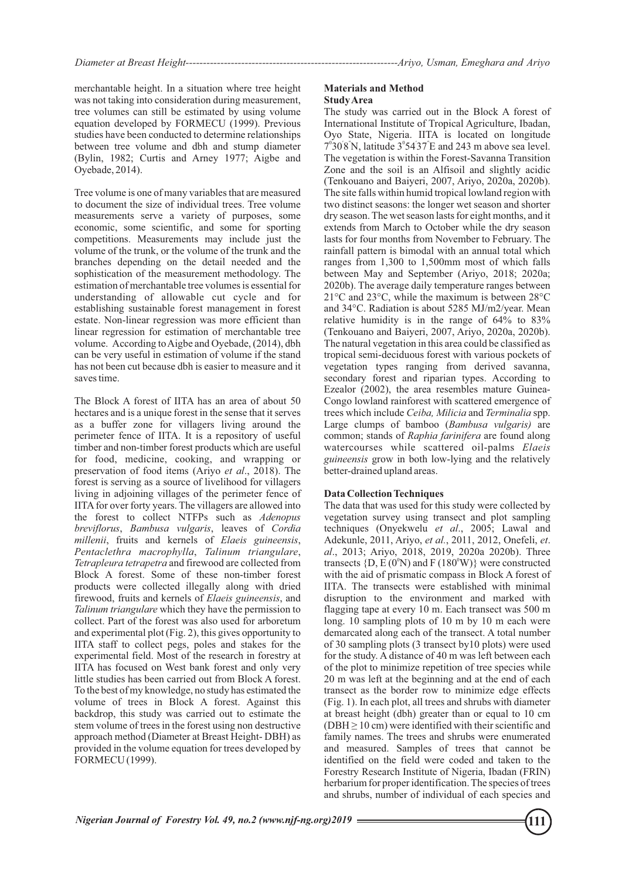merchantable height. In a situation where tree height was not taking into consideration during measurement, tree volumes can still be estimated by using volume equation developed by FORMECU (1999). Previous studies have been conducted to determine relationships between tree volume and dbh and stump diameter (Bylin, 1982; Curtis and Arney 1977; Aigbe and Oyebade, 2014).

Tree volume is one of many variables that are measured to document the size of individual trees. Tree volume measurements serve a variety of purposes, some economic, some scientific, and some for sporting competitions. Measurements may include just the volume of the trunk, or the volume of the trunk and the branches depending on the detail needed and the sophistication of the measurement methodology. The estimation of merchantable tree volumes is essential for understanding of allowable cut cycle and for establishing sustainable forest management in forest estate. Non-linear regression was more efficient than linear regression for estimation of merchantable tree volume. According to Aigbe and Oyebade, (2014), dbh can be very useful in estimation of volume if the stand has not been cut because dbh is easier to measure and it saves time.

The Block A forest of IITA has an area of about 50 hectares and is a unique forest in the sense that it serves as a buffer zone for villagers living around the perimeter fence of IITA. It is a repository of useful timber and non-timber forest products which are useful for food, medicine, cooking, and wrapping or preservation of food items (Ariyo *et al*., 2018). The forest is serving as a source of livelihood for villagers living in adjoining villages of the perimeter fence of IITA for over forty years. The villagers are allowed into the forest to collect NTFPs such as *Adenopus breviflorus*, *Bambusa vulgaris*, leaves of *Cordia millenii*, fruits and kernels of *Elaeis guineensis*, *Pentaclethra macrophylla*, *Talinum triangulare*, *Tetrapleura tetrapetra* and firewood are collected from Block A forest. Some of these non-timber forest products were collected illegally along with dried firewood, fruits and kernels of *Elaeis guineensis*, and *Talinum triangulare* which they have the permission to collect. Part of the forest was also used for arboretum and experimental plot (Fig. 2), this gives opportunity to IITA staff to collect pegs, poles and stakes for the experimental field. Most of the research in forestry at IITA has focused on West bank forest and only very little studies has been carried out from Block A forest. To the best of my knowledge, no study has estimated the volume of trees in Block A forest. Against this backdrop, this study was carried out to estimate the stem volume of trees in the forest using non destructive approach method (Diameter at Breast Height- DBH) as provided in the volume equation for trees developed by FORMECU (1999).

## Materials and Method

### Study Area

The study was carried out in the Block A forest of International Institute of Tropical Agriculture, Ibadan, Oyo State, Nigeria. IITA is located on longitude 7°30'8"N, latitude 3°54'37"E and 243 m above sea level. The vegetation is within the Forest-Savanna Transition Zone and the soil is an Alfisoil and slightly acidic (Tenkouano and Baiyeri, 2007, Ariyo, 2020a, 2020b). The site falls within humid tropical lowland region with two distinct seasons: the longer wet season and shorter dry season. The wet season lasts for eight months, and it extends from March to October while the dry season lasts for four months from November to February. The rainfall pattern is bimodal with an annual total which ranges from 1,300 to 1,500mm most of which falls between May and September (Ariyo, 2018; 2020a; 2020b). The average daily temperature ranges between 21°C and 23°C, while the maximum is between 28°C and 34°C. Radiation is about 5285 MJ/m2/year. Mean relative humidity is in the range of 64% to 83% (Tenkouano and Baiyeri, 2007, Ariyo, 2020a, 2020b). The natural vegetation in this area could be classified as tropical semi-deciduous forest with various pockets of vegetation types ranging from derived savanna, secondary forest and riparian types. According to Ezealor (2002), the area resembles mature Guinea-Congo lowland rainforest with scattered emergence of trees which include *Ceiba, Milicia* and *Terminalia* spp. Large clumps of bamboo (*Bambusa vulgaris)* are common; stands of *Raphia farinifera* are found along watercourses while scattered oil-palms *Elaeis guineensis* grow in both low-lying and the relatively better-drained upland areas.

### Data Collection Techniques

The data that was used for this study were collected by vegetation survey using transect and plot sampling techniques (Onyekwelu *et al*., 2005; Lawal and Adekunle, 2011, Ariyo, *et al.*, 2011, 2012, Onefeli, *et. al*., 2013; Ariyo, 2018, 2019, 2020a 2020b). Three transects {D, E (0°N) and F (180°W)} were constructed with the aid of prismatic compass in Block A forest of IITA. The transects were established with minimal disruption to the environment and marked with flagging tape at every 10 m. Each transect was 500 m long. 10 sampling plots of 10 m by 10 m each were demarcated along each of the transect. A total number of 30 sampling plots (3 transect by10 plots) were used for the study. A distance of 40 m was left between each of the plot to minimize repetition of tree species while 20 m was left at the beginning and at the end of each transect as the border row to minimize edge effects (Fig. 1). In each plot, all trees and shrubs with diameter at breast height (dbh) greater than or equal to 10 cm (DBH ≥ 10 cm) were identified with their scientific and family names. The trees and shrubs were enumerated and measured. Samples of trees that cannot be identified on the field were coded and taken to the Forestry Research Institute of Nigeria, Ibadan (FRIN) herbarium for proper identification. The species of trees and shrubs, number of individual of each species and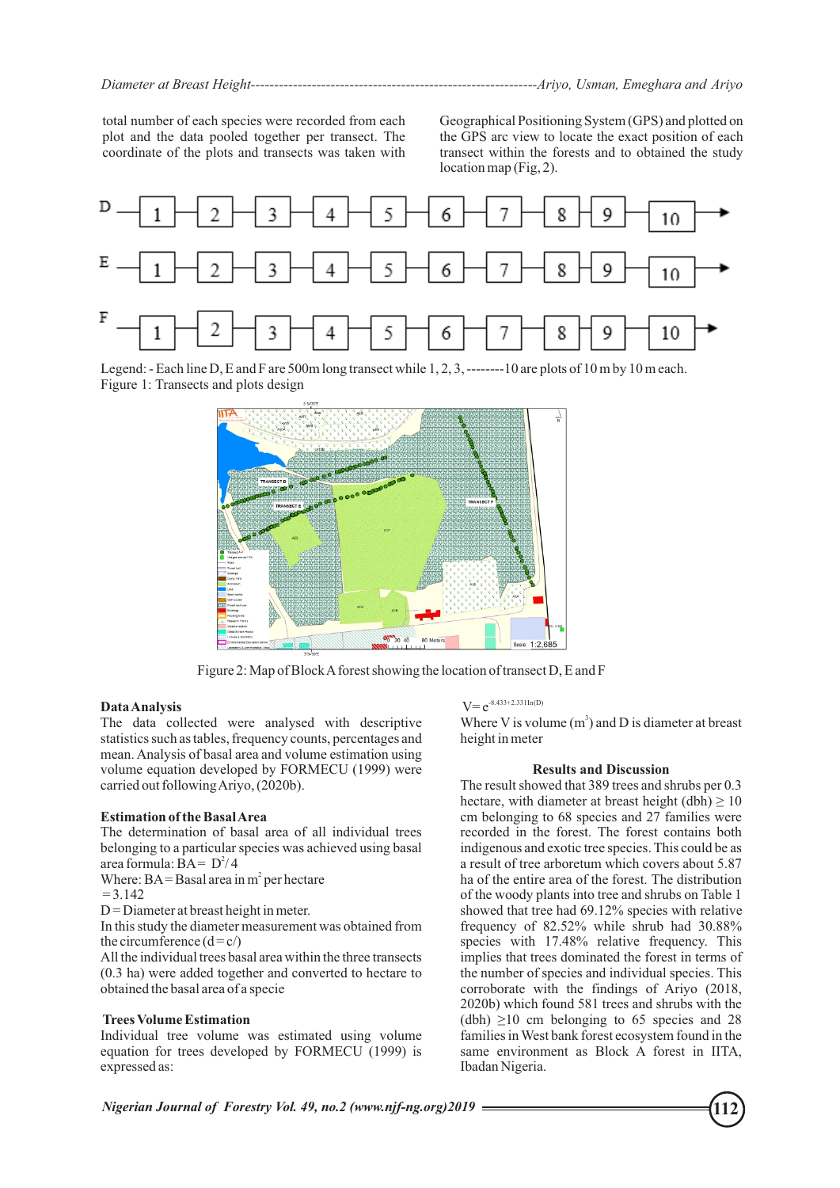total number of each species were recorded from each plot and the data pooled together per transect. The coordinate of the plots and transects was taken with Geographical Positioning System (GPS) and plotted on the GPS arc view to locate the exact position of each transect within the forests and to obtained the study location map (Fig, 2).

Legend: - Each line D, E and F are 500m long transect while 1, 2, 3, --------10 are plots of 10 m by 10 m each.

Figure 1: Transects and plots design

Figure 2: Map of Block A forest showing the location of transect D, E and F

### Data Analysis

The data collected were analysed with descriptive statistics such as tables, frequency counts, percentages and mean. Analysis of basal area and volume estimation using volume equation developed by FORMECU (1999) were carried out following Ariyo, (2020b).

### Estimation of the Basal Area

The determination of basal area of all individual trees belonging to a particular species was achieved using basal area formula: $BA = \pi D^2/4$

Where: BA = Basal area in $m^2$ per hectare

$\pi$ = 3.142

D = Diameter at breast height in meter.

In this study the diameter measurement was obtained from the circumference ($d = c/\pi$)

All the individual trees basal area within the three transects (0.3 ha) were added together and converted to hectare to obtained the basal area of a specie

### Trees Volume Estimation

Individual tree volume was estimated using volume equation for trees developed by FORMECU (1999) is expressed as:

$$V = e^{-8.433+2.331\ln(D)}$$

Where V is volume ($m^3$) and D is diameter at breast height in meter

### Results and Discussion

The result showed that 389 trees and shrubs per 0.3 hectare, with diameter at breast height (dbh) $\geq$ 10 cm belonging to 68 species and 27 families were recorded in the forest. The forest contains both indigenous and exotic tree species. This could be as a result of tree arboretum which covers about 5.87 ha of the entire area of the forest. The distribution of the woody plants into tree and shrubs on Table 1 showed that tree had 69.12% species with relative frequency of 82.52% while shrub had 30.88% species with 17.48% relative frequency. This implies that trees dominated the forest in terms of the number of species and individual species. This corroborate with the findings of Ariyo (2018, 2020b) which found 581 trees and shrubs with the (dbh) $\geq$10 cm belonging to 65 species and 28 families in West bank forest ecosystem found in the same environment as Block A forest in IITA, Ibadan Nigeria.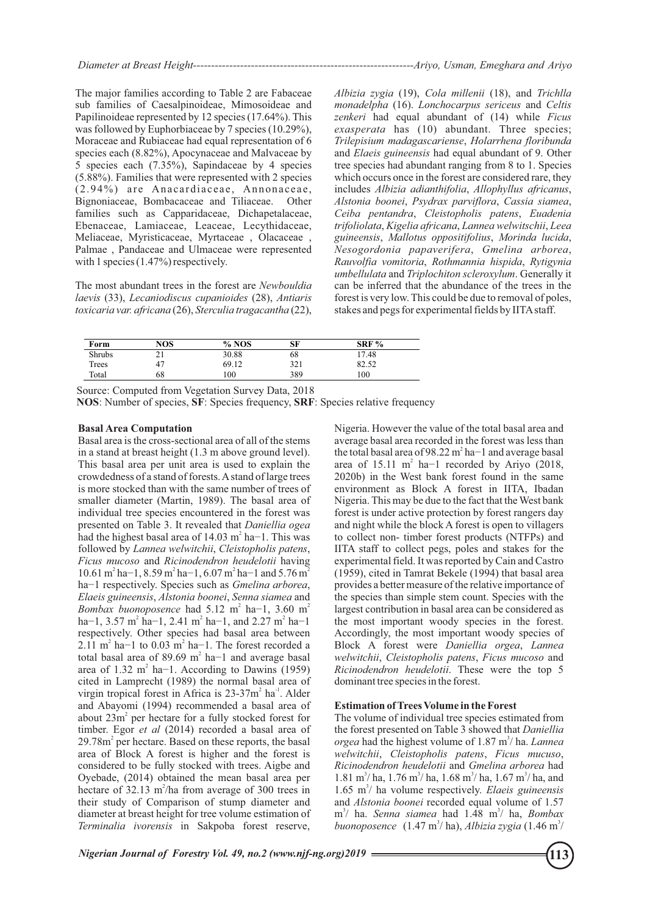The major families according to Table 2 are Fabaceae sub families of Caesalpinoideae, Mimosoideae and Papilinoideae represented by 12 species (17.64%). This was followed by Euphorbiaceae by 7 species (10.29%), Moraceae and Rubiaceae had equal representation of 6 species each (8.82%), Apocynaceae and Malvaceae by 5 species each (7.35%), Sapindaceae by 4 species (5.88%). Families that were represented with 2 species (2.94%) are Anacardiaceae, Annonaceae, Bignoniaceae, Bombacaceae and Tiliaceae. Other families such as Capparidaceae, Dichapetalaceae, Ebenaceae, Lamiaceae, Leaceae, Lecythidaceae, Meliaceae, Myristicaceae, Myrtaceae , Olacaceae , Palmae , Pandaceae and Ulmaceae were represented with 1 species (1.47%) respectively.

The most abundant trees in the forest are *Newbouldia laevis* (33), *Lecaniodiscus cupanioides* (28), *Antiaris toxicaria var. africana* (26), *Sterculia tragacantha* (22), *Albizia zygia* (19), *Cola millenii* (18), and *Trichlla monadelpha* (16). *Lonchocarpus sericeus* and *Celtis zenkeri* had equal abundant of (14) while *Ficus exasperata* has (10) abundant. Three species; *Trilepisium madagascariense*, *Holarrhena floribunda* and *Elaeis guineensis* had equal abundant of 9. Other tree species had abundant ranging from 8 to 1. Species which occurs once in the forest are considered rare, they includes *Albizia adianthifolia*, *Allophyllus africanus*, *Alstonia boonei*, *Psydrax parviflora*, *Cassia siamea*, *Ceiba pentandra*, *Cleistopholis patens*, *Euadenia trifoliolata*, *Kigelia africana*, *Lannea welwitschii*, *Leea guineensis*, *Mallotus oppositifolius*, *Morinda lucida*, *Nesogordonia papaverifera*, *Gmelina arborea*, *Rauvolfia vomitoria*, *Rothmannia hispida*, *Rytigynia umbellulata* and *Triplochiton scleroxylum*. Generally it can be inferred that the abundance of the trees in the forest is very low. This could be due to removal of poles, stakes and pegs for experimental fields by IITA staff.

| Form | NOS | % NOS | SF | SRF % |
|---|---|---|---|---|
| Shrubs | 21 | 30.88 | 68 | 17.48 |
| Trees | 47 | 69.12 | 321 | 82.52 |
| Total | 68 | 100 | 389 | 100 |

Source: Computed from Vegetation Survey Data, 2018

**NOS**: Number of species, **SF**: Species frequency, **SRF**: Species relative frequency

### Basal Area Computation

Basal area is the cross-sectional area of all of the stems in a stand at breast height (1.3 m above ground level). This basal area per unit area is used to explain the crowdedness of a stand of forests. A stand of large trees is more stocked than with the same number of trees of smaller diameter (Martin, 1989). The basal area of individual tree species encountered in the forest was presented on Table 3. It revealed that *Daniellia ogea* had the highest basal area of 14.03 $m^2$ ha−1. This was followed by *Lannea welwitchii*, *Cleistopholis patens*, *Ficus mucoso* and *Ricinodendron heudelotii* having 10.61 $m^2$ ha−1, 8.59 $m^2$ ha−1, 6.07 $m^2$ ha−1 and 5.76 $m^2$ ha−1 respectively. Species such as *Gmelina arborea*, *Elaeis guineensis*, *Alstonia boonei*, *Senna siamea* and *Bombax buonoposence* had 5.12 $m^2$ ha−1, 3.60 $m^2$ ha−1, 3.57 $m^2$ ha−1, 2.41 $m^2$ ha−1, and 2.27 $m^2$ ha−1 respectively. Other species had basal area between 2.11 $m^2$ ha−1 to 0.03 $m^2$ ha−1. The forest recorded a total basal area of 89.69 $m^2$ ha−1 and average basal area of 1.32 $m^2$ ha−1. According to Dawins (1959) cited in Lamprecht (1989) the normal basal area of virgin tropical forest in Africa is 23-37$m^2$ $ha^{-1}$. Alder and Abayomi (1994) recommended a basal area of about 23$m^2$ per hectare for a fully stocked forest for timber. Egor *et al* (2014) recorded a basal area of 29.78$m^2$ per hectare. Based on these reports, the basal area of Block A forest is higher and the forest is considered to be fully stocked with trees. Aigbe and Oyebade, (2014) obtained the mean basal area per hectare of 32.13 $m^2$/ha from average of 300 trees in their study of Comparison of stump diameter and diameter at breast height for tree volume estimation of *Terminalia ivorensis* in Sakpoba forest reserve, Nigeria. However the value of the total basal area and average basal area recorded in the forest was less than the total basal area of 98.22 $m^2$ ha−1 and average basal area of 15.11 $m^2$ ha−1 recorded by Ariyo (2018, 2020b) in the West bank forest found in the same environment as Block A forest in IITA, Ibadan Nigeria. This may be due to the fact that the West bank forest is under active protection by forest rangers day and night while the block A forest is open to villagers to collect non- timber forest products (NTFPs) and IITA staff to collect pegs, poles and stakes for the experimental field. It was reported by Cain and Castro (1959), cited in Tamrat Bekele (1994) that basal area provides a better measure of the relative importance of the species than simple stem count. Species with the largest contribution in basal area can be considered as the most important woody species in the forest. Accordingly, the most important woody species of Block A forest were *Daniellia orgea*, *Lannea welwitchii*, *Cleistopholis patens*, *Ficus mucoso* and *Ricinodendron heudelotii*. These were the top 5 dominant tree species in the forest.

### Estimation of Trees Volume in the Forest

The volume of individual tree species estimated from the forest presented on Table 3 showed that *Daniellia orgea* had the highest volume of 1.87 $m^3$/ ha. *Lannea welwitchii*, *Cleistopholis patens*, *Ficus mucuso*, *Ricinodendron heudelotii* and *Gmelina arborea* had 1.81 $m^3$/ ha, 1.76 $m^3$/ ha, 1.68 $m^3$/ ha, 1.67 $m^3$/ ha, and 1.65 $m^3$/ ha volume respectively. *Elaeis guineensis* and *Alstonia boonei* recorded equal volume of 1.57 $m^3$/ ha. *Senna siamea* had 1.48 $m^3$/ ha, *Bombax buonoposence* (1.47 $m^3$/ ha), *Albizia zygia* (1.46 $m^3$/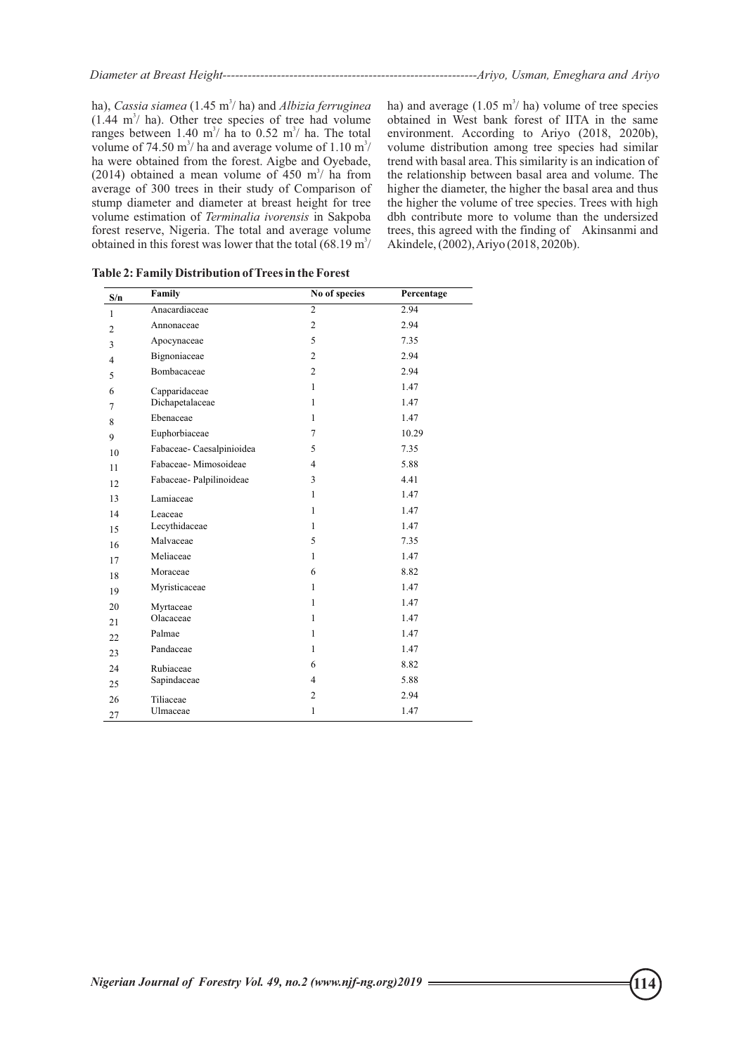ha), *Cassia siamea* (1.45 $m^3$/ ha) and *Albizia ferruginea* (1.44 $m^3$/ ha). Other tree species of tree had volume ranges between 1.40 $m^3$/ ha to 0.52 $m^3$/ ha. The total volume of 74.50 $m^3$/ ha and average volume of 1.10 $m^3$/ ha were obtained from the forest. Aigbe and Oyebade, (2014) obtained a mean volume of 450 $m^3$/ ha from average of 300 trees in their study of Comparison of stump diameter and diameter at breast height for tree volume estimation of *Terminalia ivorensis* in Sakpoba forest reserve, Nigeria. The total and average volume obtained in this forest was lower that the total (68.19 $m^3$/ ha) and average (1.05 $m^3$/ ha) volume of tree species obtained in West bank forest of IITA in the same environment. According to Ariyo (2018, 2020b), volume distribution among tree species had similar trend with basal area. This similarity is an indication of the relationship between basal area and volume. The higher the diameter, the higher the basal area and thus the higher the volume of tree species. Trees with high dbh contribute more to volume than the undersized trees, this agreed with the finding of Akinsanmi and Akindele, (2002), Ariyo (2018, 2020b).

**Table 2: Family Distribution of Trees in the Forest**

| S/n | Family | No of species | Percentage |
|---|---|---|---|
| 1 | Anacardiaceae | 2 | 2.94 |
| 2 | Annonaceae | 2 | 2.94 |
| 3 | Apocynaceae | 5 | 7.35 |
| 4 | Bignoniaceae | 2 | 2.94 |
| 5 | Bombacaceae | 2 | 2.94 |
| 6 | Capparidaceae | 1 | 1.47 |
| 7 | Dichapetalaceae | 1 | 1.47 |
| 8 | Ebenaceae | 1 | 1.47 |
| 9 | Euphorbiaceae | 7 | 10.29 |
| 10 | Fabaceae- Caesalpinioidea | 5 | 7.35 |
| 11 | Fabaceae- Mimosoideae | 4 | 5.88 |
| 12 | Fabaceae- Palpilinoideae | 3 | 4.41 |
| 13 | Lamiaceae | 1 | 1.47 |
| 14 | Leaceae | 1 | 1.47 |
| 15 | Lecythidaceae | 1 | 1.47 |
| 16 | Malvaceae | 5 | 7.35 |
| 17 | Meliaceae | 1 | 1.47 |
| 18 | Moraceae | 6 | 8.82 |
| 19 | Myristicaceae | 1 | 1.47 |
| 20 | Myrtaceae | 1 | 1.47 |
| 21 | Olacaceae | 1 | 1.47 |
| 22 | Palmae | 1 | 1.47 |
| 23 | Pandaceae | 1 | 1.47 |
| 24 | Rubiaceae | 6 | 8.82 |
| 25 | Sapindaceae | 4 | 5.88 |
| 26 | Tiliaceae | 2 | 2.94 |
| 27 | Ulmaceae | 1 | 1.47 |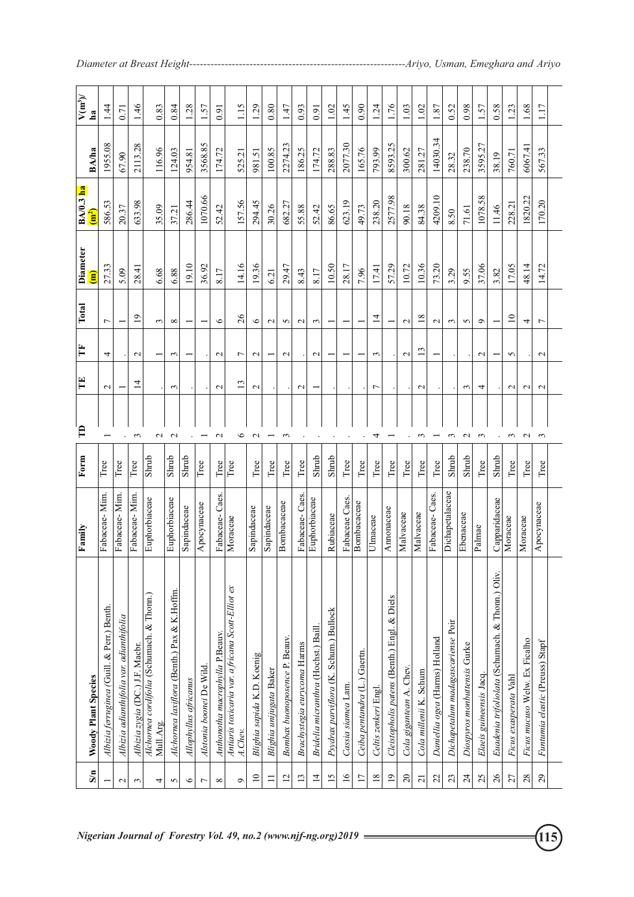| S/n | Woody Plant Species | Family | Form | TD | TE | TF | Total | Diameter (m) | BA/0.3 ha ($m^2$) | BA/ha | V($m^3$)/ha |
|---|---|---|---|---|---|---|---|---|---|---|---|
| 1 | *Albizia ferruginea* (Guill. & Perr.) Benth. | Fabaceae- Mim. | Tree | 1 | 2 | 4 | 7 | 27.33 | 586.53 | 1955.08 | 1.44 |
| 2 | *Albizia adianthifolia var. adianthifolia* | Fabaceae- Mim. | Tree | . | 1 | . | 1 | 5.09 | 20.37 | 67.90 | 0.71 |
| 3 | *Albizia zygia* (DC.) J.F. Macbr. | Fabaceae- Mim. | Tree | 3 | 14 | 2 | 19 | 28.41 | 633.98 | 2113.28 | 1.46 |
| 4 | *Alchornea cordifolia* (Schumach. & Thonn.) Mull.Arg. | Euphorbiaceae | Shrub | 2 | . | 1 | 3 | 6.68 | 35.09 | 116.96 | 0.83 |
| 5 | *Alchornea laxiflora* (Benth.) Pax & K.Hoffm. | Euphorbiaceae | Shrub | 2 | 3 | 3 | 8 | 6.88 | 37.21 | 124.03 | 0.84 |
| 6 | *Allophyllus africanus* | Sapindaceae | Shrub | . | . | 1 | 1 | 19.10 | 286.44 | 954.81 | 1.28 |
| 7 | *Alstonia boonei* De Wild. | Apocynaceae | Tree | 1 | . | . | 1 | 36.92 | 1070.66 | 3568.85 | 1.57 |
| 8 | *Anthonotha macrophylla* P.Beauv. | Fabaceae- Caes. | Tree | 2 | 2 | 2 | 6 | 8.17 | 52.42 | 174.72 | 0.91 |
| 9 | *Antiaris toxicaria var. africana Scott-Elliot ex A.Chev.* | Moraceae | Tree | 6 | 13 | 7 | 26 | 14.16 | 157.56 | 525.21 | 1.15 |
| 10 | *Blighia sapida* K.D. Koenig | Sapindaceae | Tree | 2 | 2 | 2 | 6 | 19.36 | 294.45 | 981.51 | 1.29 |
| 11 | *Blighia unijugata* Baker | Sapindaceae | Tree | 1 | . | 1 | 2 | 6.21 | 30.26 | 100.85 | 0.80 |
| 12 | *Bombax buonopozence* P. Beauv. | Bombacaceae | Tree | 3 | . | 2 | 5 | 29.47 | 682.27 | 2274.23 | 1.47 |
| 13 | *Brachystegia eurycoma* Harms | Fabaceae- Caes. | Tree | . | 2 | . | 2 | 8.43 | 55.88 | 186.25 | 0.93 |
| 14 | *Bridelia micranthra* (Hochst.) Baill. | Euphorbiaceae | Shrub | . | 1 | 2 | 3 | 8.17 | 52.42 | 174.72 | 0.91 |
| 15 | *Psydrax parviflora* (K. Schum.) Bullock | Rubiaceae | Shrub | . | . | 1 | 1 | 10.50 | 86.65 | 288.83 | 1.02 |
| 16 | *Cassia siamea* Lam. | Fabaceae Caes. | Tree | . | . | 1 | 1 | 28.17 | 623.19 | 2077.30 | 1.45 |
| 17 | *Ceiba pentandra* (L.) Gaertn. | Bombacaceae | Tree | . | . | 1 | 1 | 7.96 | 49.73 | 165.76 | 0.90 |
| 18 | *Celtis zenkeri* Engl. | Ulmaceae | Tree | 4 | 7 | 3 | 14 | 17.41 | 238.20 | 793.99 | 1.24 |
| 19 | *Cleistopholis patens* (Benth.) Engl. & Diels | Annonaceae | Tree | 1 | . | . | 1 | 57.29 | 2577.98 | 8593.25 | 1.76 |
| 20 | *Cola gigantean* A. Chev. | Malvaceae | Tree | . | . | 2 | 2 | 10.72 | 90.18 | 300.62 | 1.03 |
| 21 | *Cola millenii* K. Schum | Malvaceae | Tree | 3 | 2 | 13 | 18 | 10.36 | 84.38 | 281.27 | 1.02 |
| 22 | *Daniellia ogea* (Harms) Holland | Fabaceae- Caes. | Tree | 1 | . | 1 | 2 | 73.20 | 4209.10 | 14030.34 | 1.87 |
| 23 | *Dichapetalum madagascariense* Poir | Dichapetalaceae | Shrub | 3 | . | . | 3 | 3.29 | 8.50 | 28.32 | 0.52 |
| 24 | *Diospyros monbuttensis* Gurke | Ebenaceae | Shrub | 2 | 3 | . | 5 | 9.55 | 71.61 | 238.70 | 0.98 |
| 25 | *Elaeis guineensis* Jacq. | Palmae | Tree | 3 | 4 | 2 | 9 | 37.06 | 1078.58 | 3595.27 | 1.57 |
| 26 | *Euadenia trifoliolata* (Schumach. & Thonn.) Oliv. | Capparidaceae | Shrub | . | . | 1 | 1 | 3.82 | 11.46 | 38.19 | 0.58 |
| 27 | *Ficus exasperata* Vahl | Moraceae | Tree | 3 | 2 | 5 | 10 | 17.05 | 228.21 | 760.71 | 1.23 |
| 28 | *Ficus mucuso* Welw. Ex Ficalho | Moraceae | Tree | 2 | 2 | . | 4 | 48.14 | 1820.22 | 6067.41 | 1.68 |
| 29 | *Funtumia elastic* (Preuss) Stapf | Apocynaceae | Tree | 3 | 2 | 2 | 7 | 14.72 | 170.20 | 567.33 | 1.17 |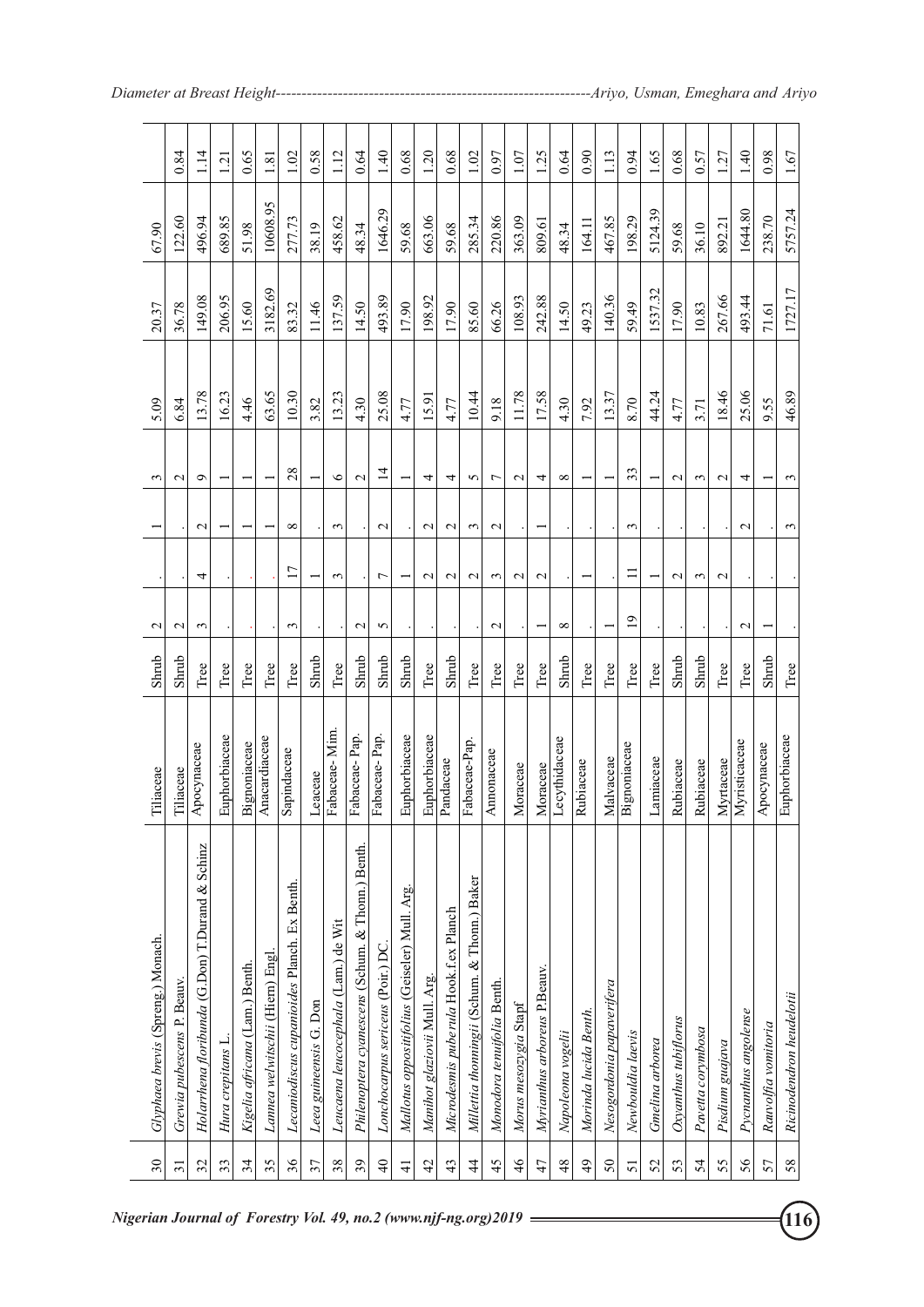| | | | | | | | | | | | |
|---|---|---|---|---|---|---|---|---|---|---|---|
| 30 | *Glyphaea brevis* (Spreng.) Monach. | Tiliaceae | Shrub | 2 | . | 1 | 3 | 5.09 | 20.37 | 67.90 | |
| 31 | *Grewia pubescens* P. Beauv. | Tiliaceae | Shrub | 2 | . | . | 2 | 6.84 | 36.78 | 122.60 | 0.84 |
| 32 | *Holarrhena floribunda* (G.Don) T.Durand & Schinz | Apocynaceae | Tree | 3 | 4 | 2 | 9 | 13.78 | 149.08 | 496.94 | 1.14 |
| 33 | *Hura crepitans* L. | Euphorbiaceae | Tree | . | . | 1 | 1 | 16.23 | 206.95 | 689.85 | 1.21 |
| 34 | *Kigelia africana* (Lam.) Benth. | Bignoniaceae | Tree | . | . | 1 | 1 | 4.46 | 15.60 | 51.98 | 0.65 |
| 35 | *Lannea welwitschii* (Hiern) Engl. | Anacardiaceae | Tree | . | . | 1 | 1 | 63.65 | 3182.69 | 10608.95 | 1.81 |
| 36 | *Lecaniodiscus cupanioides* Planch. Ex Benth. | Sapindaceae | Tree | 3 | 17 | 8 | 28 | 10.30 | 83.32 | 277.73 | 1.02 |
| 37 | *Leea guineensis* G. Don | Leaceae | Shrub | . | 1 | . | 1 | 3.82 | 11.46 | 38.19 | 0.58 |
| 38 | *Leucaena leucocephala* (Lam.) de Wit | Fabaceae- Mim. | Tree | . | 3 | 3 | 6 | 13.23 | 137.59 | 458.62 | 1.12 |
| 39 | *Philenoptera cyanescens* (Schum. & Thonn.) Benth. | Fabaceae- Pap. | Shrub | 2 | . | . | 2 | 4.30 | 14.50 | 48.34 | 0.64 |
| 40 | *Lonchocarpus sericeus* (Poir.) DC. | Fabaceae- Pap. | Shrub | 5 | 7 | 2 | 14 | 25.08 | 493.89 | 1646.29 | 1.40 |
| 41 | *Mallotus oppositifolius* (Geiseler) Mull. Arg. | Euphorbiaceae | Shrub | . | 1 | . | 1 | 4.77 | 17.90 | 59.68 | 0.68 |
| 42 | *Manihot glaziovii* Mull. Arg. | Euphorbiaceae | Tree | . | 2 | 2 | 4 | 15.91 | 198.92 | 663.06 | 1.20 |
| 43 | *Microdesmis puberula* Hook.f.ex Planch | Pandaceae | Shrub | . | 2 | 2 | 4 | 4.77 | 17.90 | 59.68 | 0.68 |
| 44 | *Millettia thonningii* (Schum. & Thonn.) Baker | Fabaceae-Pap. | Tree | . | 2 | 3 | 5 | 10.44 | 85.60 | 285.34 | 1.02 |
| 45 | *Monodora tenuifolia* Benth. | Annonaceae | Tree | 2 | 3 | 2 | 7 | 9.18 | 66.26 | 220.86 | 0.97 |
| 46 | *Morus mesozygia* Stapf | Moraceae | Tree | . | 2 | . | 2 | 11.78 | 108.93 | 363.09 | 1.07 |
| 47 | *Myrianthus arboreus* P.Beauv. | Moraceae | Tree | 1 | 2 | 1 | 4 | 17.58 | 242.88 | 809.61 | 1.25 |
| 48 | *Napoleona vogelii* | Lecythidaceae | Shrub | 8 | . | . | 8 | 4.30 | 14.50 | 48.34 | 0.64 |
| 49 | *Morinda lucida* Benth. | Rubiaceae | Tree | . | 1 | . | 1 | 7.92 | 49.23 | 164.11 | 0.90 |
| 50 | *Nesogordonia papaverifera* | Malvaceae | Tree | 1 | . | . | 1 | 13.37 | 140.36 | 467.85 | 1.13 |
| 51 | *Newbouldia laevis* | Bignoniaceae | Tree | 19 | 11 | 3 | 33 | 8.70 | 59.49 | 198.29 | 0.94 |
| 52 | *Gmelina arborea* | Lamiaceae | Tree | . | 1 | . | 1 | 44.24 | 1537.32 | 5124.39 | 1.65 |
| 53 | *Oxyanthus tubiflorus* | Rubiaceae | Shrub | . | 2 | . | 2 | 4.77 | 17.90 | 59.68 | 0.68 |
| 54 | *Pavetta corymbosa* | Rubiaceae | Shrub | . | 3 | . | 3 | 3.71 | 10.83 | 36.10 | 0.57 |
| 55 | *Pisdium guajava* | Myrtaceae | Tree | . | 2 | . | 2 | 18.46 | 267.66 | 892.21 | 1.27 |
| 56 | *Pycnanthus angolense* | Myristicaceae | Tree | 2 | . | 2 | 4 | 25.06 | 493.44 | 1644.80 | 1.40 |
| 57 | *Rauvolfia vomitoria* | Apocynaceae | Shrub | 1 | . | . | 1 | 9.55 | 71.61 | 238.70 | 0.98 |
| 58 | *Ricinodendron heudelotii* | Euphorbiaceae | Tree | . | . | 3 | 3 | 46.89 | 1727.17 | 5757.24 | 1.67 |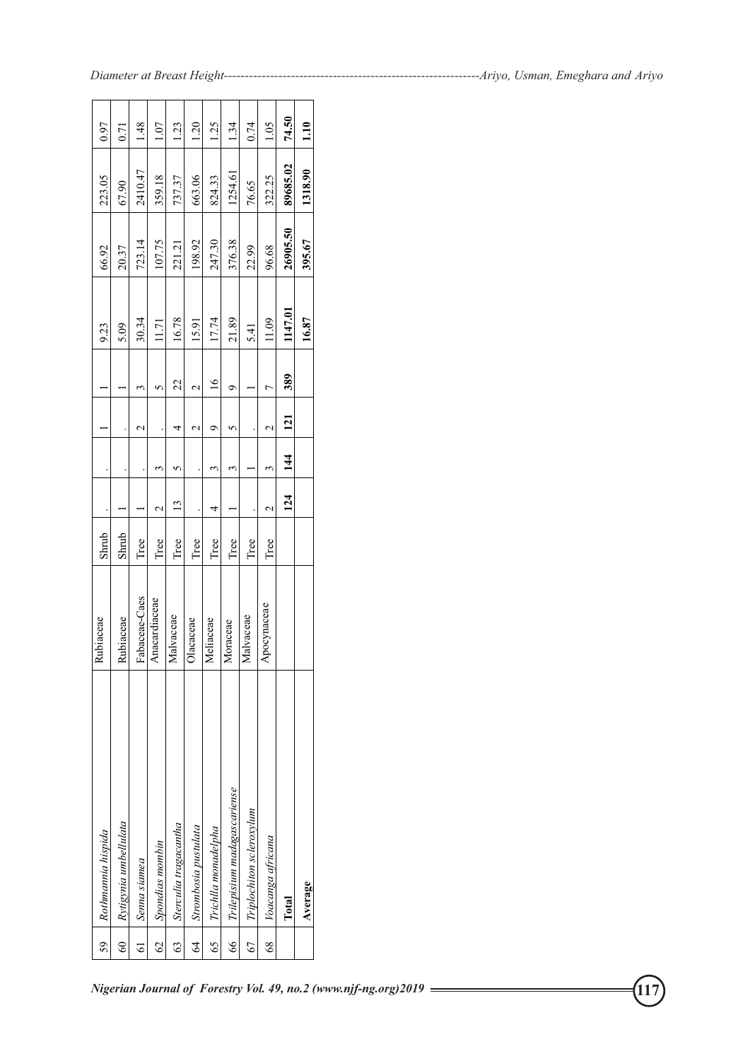| 59 | *Rothmannia hispida* | Rubiaceae | Shrub | . | . | 1 | 1 | 9.23 | 66.92 | 223.05 | 0.97 |
|---|---|---|---|---|---|---|---|---|---|---|---|
| 60 | *Rytigynia umbellulata* | Rubiaceae | Shrub | 1 | . | . | 1 | 5.09 | 20.37 | 67.90 | 0.71 |
| 61 | *Senna siamea* | Fabaceae-Caes | Tree | 1 | . | 2 | 3 | 30.34 | 723.14 | 2410.47 | 1.48 |
| 62 | *Spondias mombin* | Anacardiaceae | Tree | 2 | 3 | . | 5 | 11.71 | 107.75 | 359.18 | 1.07 |
| 63 | *Sterculia tragacantha* | Malvaceae | Tree | 13 | 5 | 4 | 22 | 16.78 | 221.21 | 737.37 | 1.23 |
| 64 | *Strombosia pustulata* | Olacaceae | Tree | . | . | 2 | 2 | 15.91 | 198.92 | 663.06 | 1.20 |
| 65 | *Trichlla monadelpha* | Meliaceae | Tree | 4 | 3 | 9 | 16 | 17.74 | 247.30 | 824.33 | 1.25 |
| 66 | *Trilepisium madagascariense* | Moraceae | Tree | 1 | 3 | 5 | 9 | 21.89 | 376.38 | 1254.61 | 1.34 |
| 67 | *Triplochiton scleroxylum* | Malvaceae | Tree | . | 1 | . | 1 | 5.41 | 22.99 | 76.65 | 0.74 |
| 68 | *Voacanga africana* | Apocynaceae | Tree | 2 | 3 | 2 | 7 | 11.09 | 96.68 | 322.25 | 1.05 |
| | **Total** | | | **124** | **144** | **121** | **389** | **1147.01** | **26905.50** | **89685.02** | **74.50** |
| | **Average** | | | | | | | **16.87** | **395.67** | **1318.90** | **1.10** |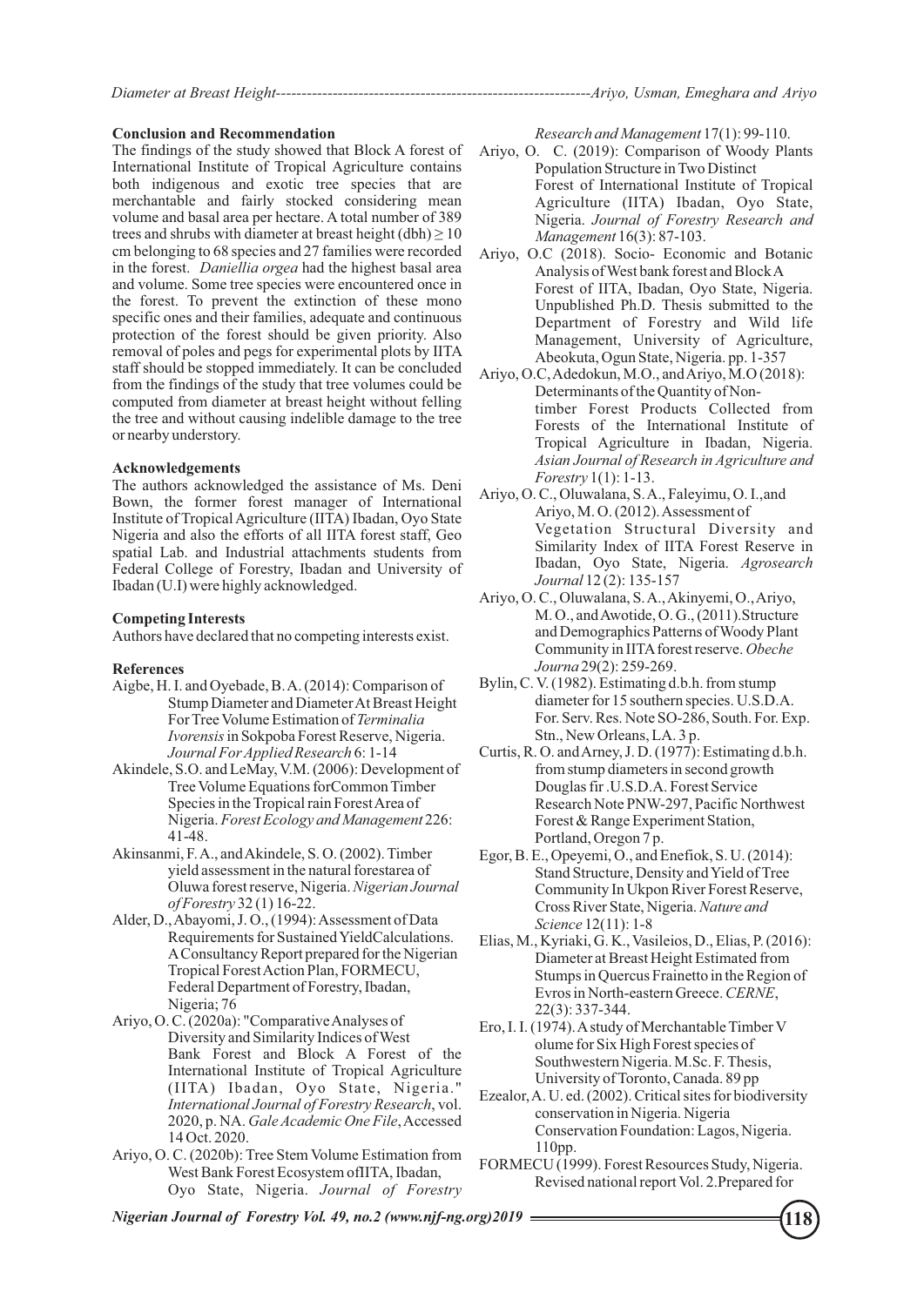## Conclusion and Recommendation

The findings of the study showed that Block A forest of International Institute of Tropical Agriculture contains both indigenous and exotic tree species that are merchantable and fairly stocked considering mean volume and basal area per hectare. A total number of 389 trees and shrubs with diameter at breast height (dbh) $\geq 10$ cm belonging to 68 species and 27 families were recorded in the forest. *Daniellia orgea* had the highest basal area and volume. Some tree species were encountered once in the forest. To prevent the extinction of these mono specific ones and their families, adequate and continuous protection of the forest should be given priority. Also removal of poles and pegs for experimental plots by IITA staff should be stopped immediately. It can be concluded from the findings of the study that tree volumes could be computed from diameter at breast height without felling the tree and without causing indelible damage to the tree or nearby understory.

## Acknowledgements

The authors acknowledged the assistance of Ms. Deni Bown, the former forest manager of International Institute of Tropical Agriculture (IITA) Ibadan, Oyo State Nigeria and also the efforts of all IITA forest staff, Geo spatial Lab. and Industrial attachments students from Federal College of Forestry, Ibadan and University of Ibadan (U.I) were highly acknowledged.

## Competing Interests

Authors have declared that no competing interests exist.

## References

Aigbe, H. I. and Oyebade, B. A. (2014): Comparison of Stump Diameter and Diameter At Breast Height For Tree Volume Estimation of *Terminalia Ivorensis* in Sokpoba Forest Reserve, Nigeria. *Journal For Applied Research* 6: 1-14

Akindele, S.O. and LeMay, V.M. (2006): Development of Tree Volume Equations forCommon Timber Species in the Tropical rain Forest Area of Nigeria. *Forest Ecology and Management* 226: 41-48.

Akinsanmi, F. A., and Akindele, S. O. (2002). Timber yield assessment in the natural forestarea of Oluwa forest reserve, Nigeria. *Nigerian Journal of Forestry* 32 (1) 16-22.

Alder, D., Abayomi, J. O., (1994): Assessment of Data Requirements for Sustained YieldCalculations. A Consultancy Report prepared for the Nigerian Tropical Forest Action Plan, FORMECU, Federal Department of Forestry, Ibadan, Nigeria; 76

Ariyo, O. C. (2020a): "Comparative Analyses of Diversity and Similarity Indices of West Bank Forest and Block A Forest of the International Institute of Tropical Agriculture (IITA) Ibadan, Oyo State, Nigeria." *International Journal of Forestry Research*, vol. 2020, p. NA. *Gale Academic One File*, Accessed 14 Oct. 2020.

Ariyo, O. C. (2020b): Tree Stem Volume Estimation from West Bank Forest Ecosystem ofIITA, Ibadan, Oyo State, Nigeria. *Journal of Forestry Research and Management* 17(1): 99-110.

Ariyo, O. C. (2019): Comparison of Woody Plants Population Structure in Two Distinct Forest of International Institute of Tropical Agriculture (IITA) Ibadan, Oyo State, Nigeria. *Journal of Forestry Research and Management* 16(3): 87-103.

Ariyo, O.C (2018). Socio- Economic and Botanic Analysis of West bank forest and Block A Forest of IITA, Ibadan, Oyo State, Nigeria. Unpublished Ph.D. Thesis submitted to the Department of Forestry and Wild life Management, University of Agriculture, Abeokuta, Ogun State, Nigeria. pp. 1-357

Ariyo, O.C, Adedokun, M.O., and Ariyo, M.O (2018): Determinants of the Quantity of Non-timber Forest Products Collected from Forests of the International Institute of Tropical Agriculture in Ibadan, Nigeria. *Asian Journal of Research in Agriculture and Forestry* 1(1): 1-13.

Ariyo, O. C., Oluwalana, S. A., Faleyimu, O. I., and Ariyo, M. O. (2012). Assessment of Vegetation Structural Diversity and Similarity Index of IITA Forest Reserve in Ibadan, Oyo State, Nigeria. *Agrosearch Journal* 12 (2): 135-157

Ariyo, O. C., Oluwalana, S. A., Akinyemi, O., Ariyo, M. O., and Awotide, O. G., (2011). Structure and Demographics Patterns of Woody Plant Community in IITA forest reserve. *Obeche Journa* 29(2): 259-269.

Bylin, C. V. (1982). Estimating d.b.h. from stump diameter for 15 southern species. U.S.D.A. For. Serv. Res. Note SO-286, South. For. Exp. Stn., New Orleans, LA. 3 p.

Curtis, R. O. and Arney, J. D. (1977): Estimating d.b.h. from stump diameters in second growth Douglas fir .U.S.D.A. Forest Service Research Note PNW-297, Pacific Northwest Forest & Range Experiment Station, Portland, Oregon 7 p.

Egor, B. E., Opeyemi, O., and Enefiok, S. U. (2014): Stand Structure, Density and Yield of Tree Community In Ukpon River Forest Reserve, Cross River State, Nigeria. *Nature and Science* 12(11): 1-8

Elias, M., Kyriaki, G. K., Vasileios, D., Elias, P. (2016): Diameter at Breast Height Estimated from Stumps in Quercus Frainetto in the Region of Evros in North-eastern Greece. *CERNE*, 22(3): 337-344.

Ero, I. I. (1974). A study of Merchantable Timber V olume for Six High Forest species of Southwestern Nigeria. M.Sc. F. Thesis, University of Toronto, Canada. 89 pp

Ezealor, A. U. ed. (2002). Critical sites for biodiversity conservation in Nigeria. Nigeria Conservation Foundation: Lagos, Nigeria. 110pp.

FORMECU (1999). Forest Resources Study, Nigeria. Revised national report Vol. 2.Prepared for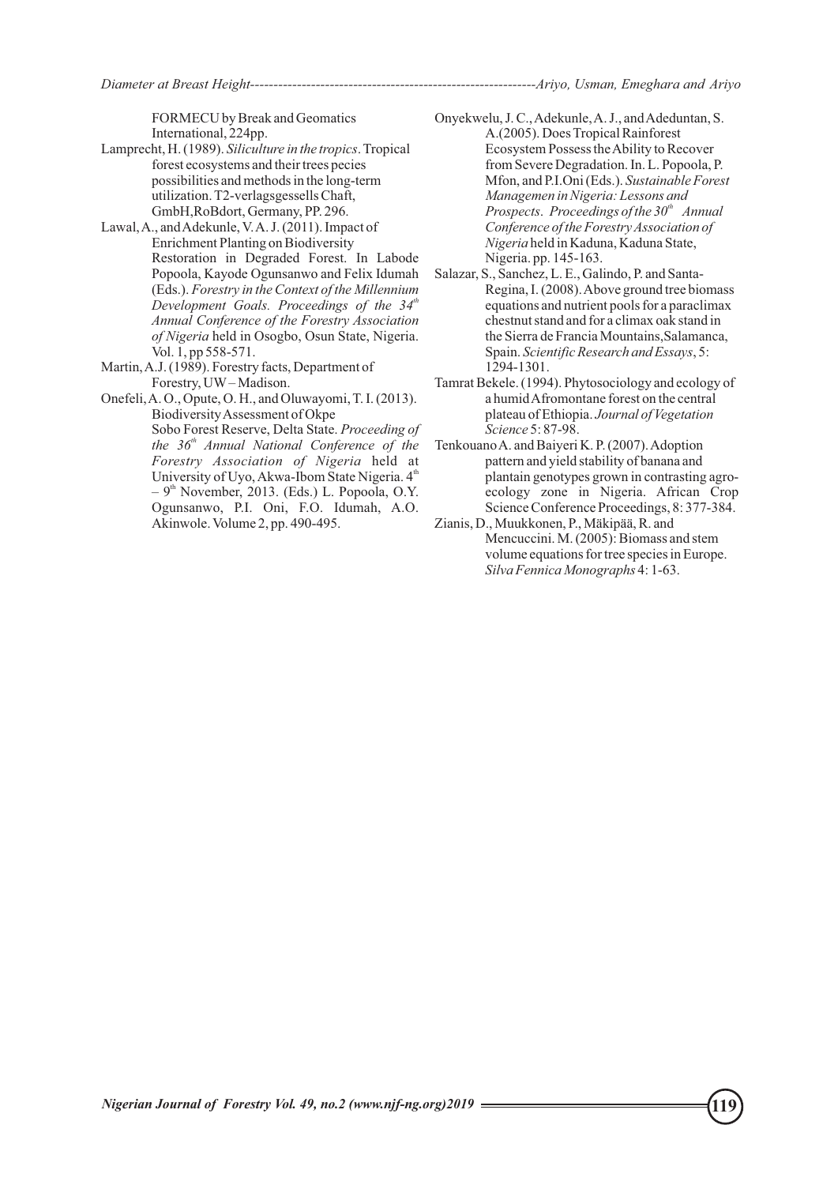FORMECU by Break and Geomatics International, 224pp.

Lamprecht, H. (1989). *Siliculture in the tropics*. Tropical forest ecosystems and their trees pecies possibilities and methods in the long-term utilization. T2-verlagsgessells Chaft, GmbH,RoBdort, Germany, PP. 296.

Lawal, A., and Adekunle, V. A. J. (2011). Impact of Enrichment Planting on Biodiversity Restoration in Degraded Forest. In Labode Popoola, Kayode Ogunsanwo and Felix Idumah (Eds.). *Forestry in the Context of the Millennium Development Goals. Proceedings of the 34th Annual Conference of the Forestry Association of Nigeria* held in Osogbo, Osun State, Nigeria. Vol. 1, pp 558-571.

Martin, A.J. (1989). Forestry facts, Department of Forestry, UW – Madison.

Onefeli, A. O., Opute, O. H., and Oluwayomi, T. I. (2013). Biodiversity Assessment of Okpe Sobo Forest Reserve, Delta State. *Proceeding of the 36th Annual National Conference of the Forestry Association of Nigeria* held at University of Uyo, Akwa-Ibom State Nigeria. 4th – 9th November, 2013. (Eds.) L. Popoola, O.Y. Ogunsanwo, P.I. Oni, F.O. Idumah, A.O. Akinwole. Volume 2, pp. 490-495.

Onyekwelu, J. C., Adekunle, A. J., and Adeduntan, S. A.(2005). Does Tropical Rainforest Ecosystem Possess the Ability to Recover from Severe Degradation. In. L. Popoola, P. Mfon, and P.I.Oni (Eds.). *Sustainable Forest Managemen in Nigeria: Lessons and Prospects*. *Proceedings of the 30th Annual Conference of the Forestry Association of Nigeria* held in Kaduna, Kaduna State, Nigeria. pp. 145-163.

Salazar, S., Sanchez, L. E., Galindo, P. and Santa-Regina, I. (2008). Above ground tree biomass equations and nutrient pools for a paraclimax chestnut stand and for a climax oak stand in the Sierra de Francia Mountains,Salamanca, Spain. *Scientific Research and Essays*, 5: 1294-1301.

Tamrat Bekele. (1994). Phytosociology and ecology of a humid Afromontane forest on the central plateau of Ethiopia. *Journal of Vegetation Science* 5: 87-98.

Tenkouano A. and Baiyeri K. P. (2007). Adoption pattern and yield stability of banana and plantain genotypes grown in contrasting agro-ecology zone in Nigeria. African Crop Science Conference Proceedings, 8: 377-384.

Zianis, D., Muukkonen, P., Mäkipää, R. and Mencuccini. M. (2005): Biomass and stem volume equations for tree species in Europe. *Silva Fennica Monographs* 4: 1-63.